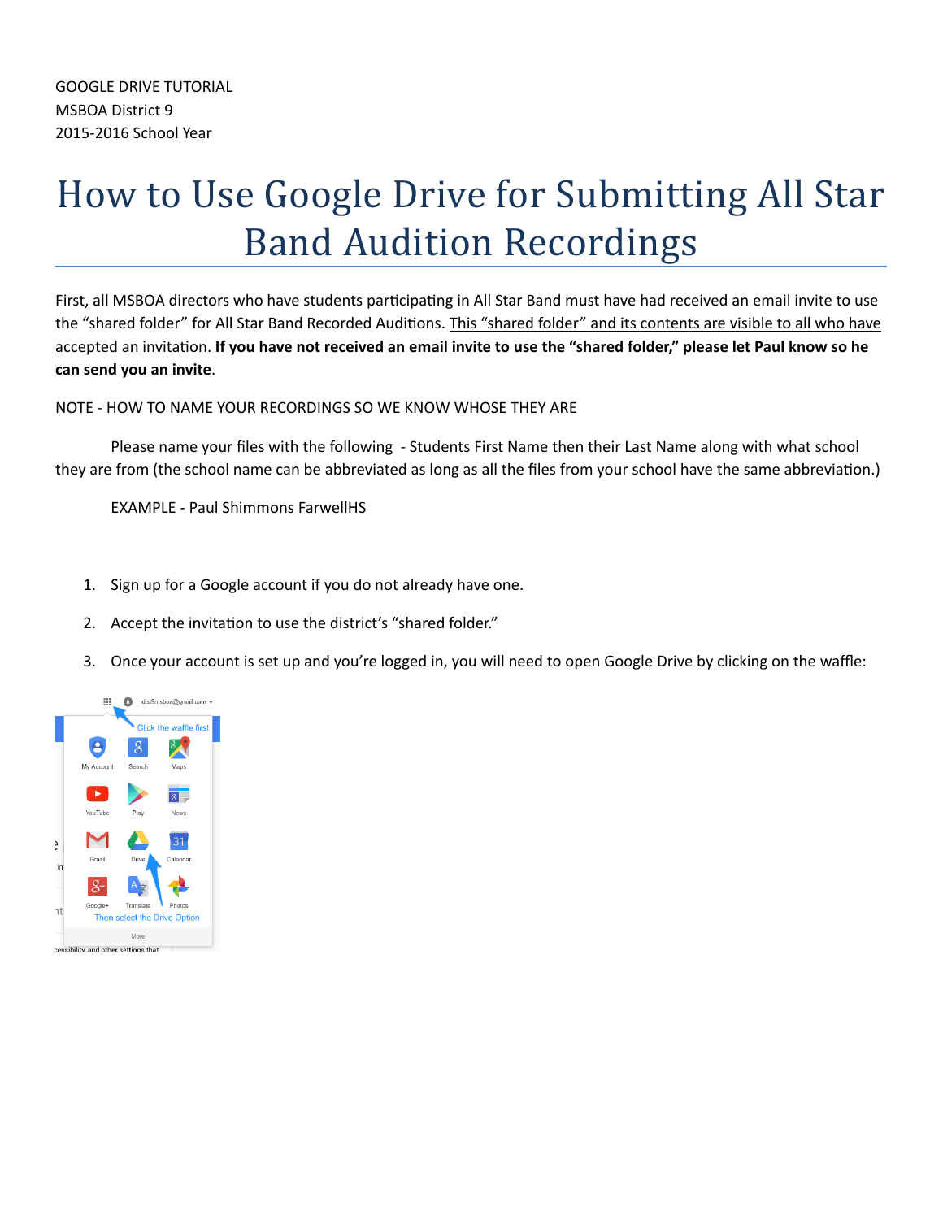GOOGLE DRIVE TUTORIAL
MSBOA District 9
2015-2016 School Year

# How to Use Google Drive for Submitting All Star Band Audition Recordings

First, all MSBOA directors who have students participating in All Star Band must have had received an email invite to use the "shared folder" for All Star Band Recorded Auditions. This "shared folder" and its contents are visible to all who have accepted an invitation. **If you have not received an email invite to use the "shared folder," please let Paul know so he can send you an invite**.

NOTE - HOW TO NAME YOUR RECORDINGS SO WE KNOW WHOSE THEY ARE

Please name your files with the following - Students First Name then their Last Name along with what school they are from (the school name can be abbreviated as long as all the files from your school have the same abbreviation.)

EXAMPLE - Paul Shimmons FarwellHS

1. Sign up for a Google account if you do not already have one.
2. Accept the invitation to use the district's "shared folder."
3. Once your account is set up and you're logged in, you will need to open Google Drive by clicking on the waffle: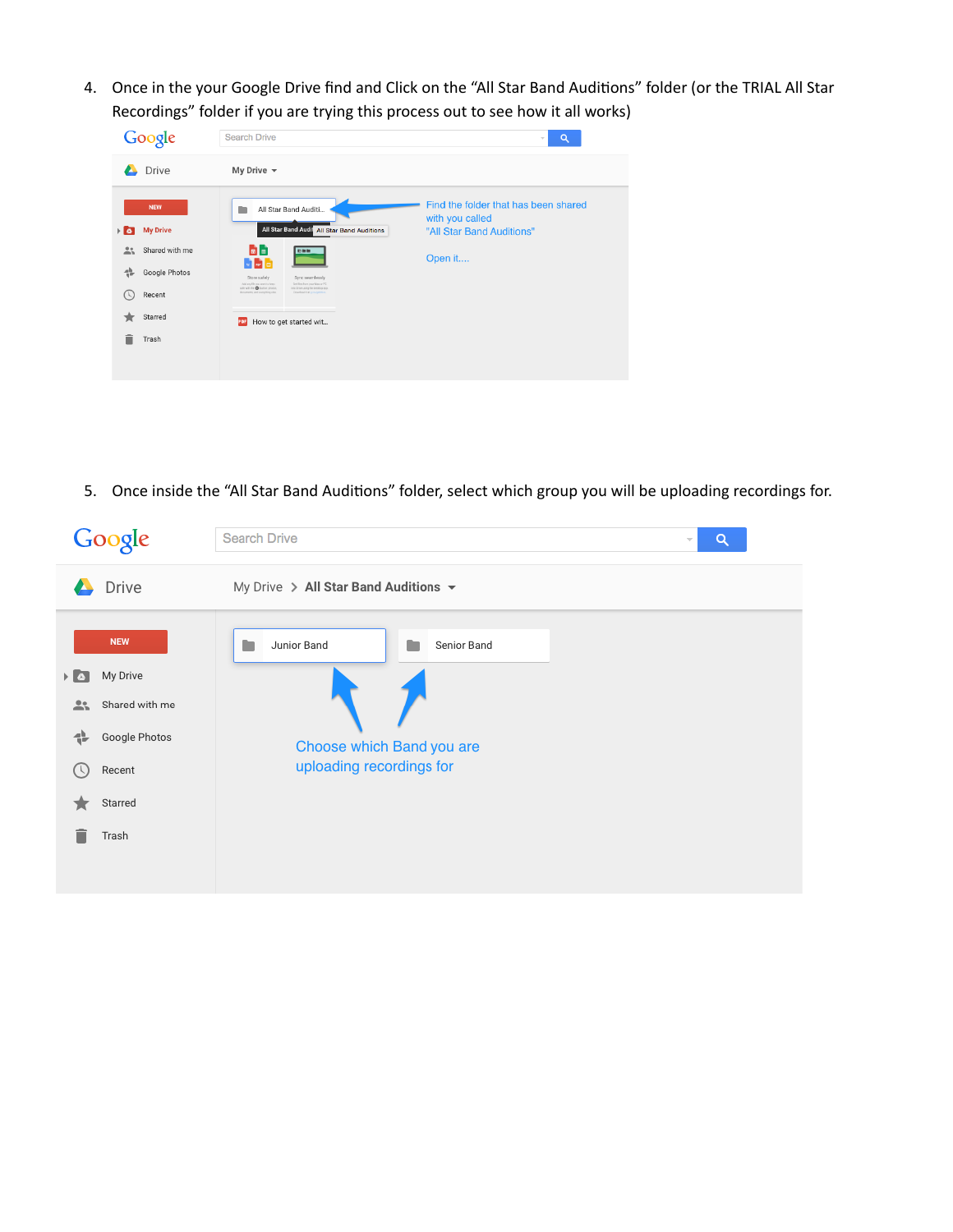4. Once in the your Google Drive find and Click on the "All Star Band Auditions" folder (or the TRIAL All Star Recordings" folder if you are trying this process out to see how it all works)

5. Once inside the "All Star Band Auditions" folder, select which group you will be uploading recordings for.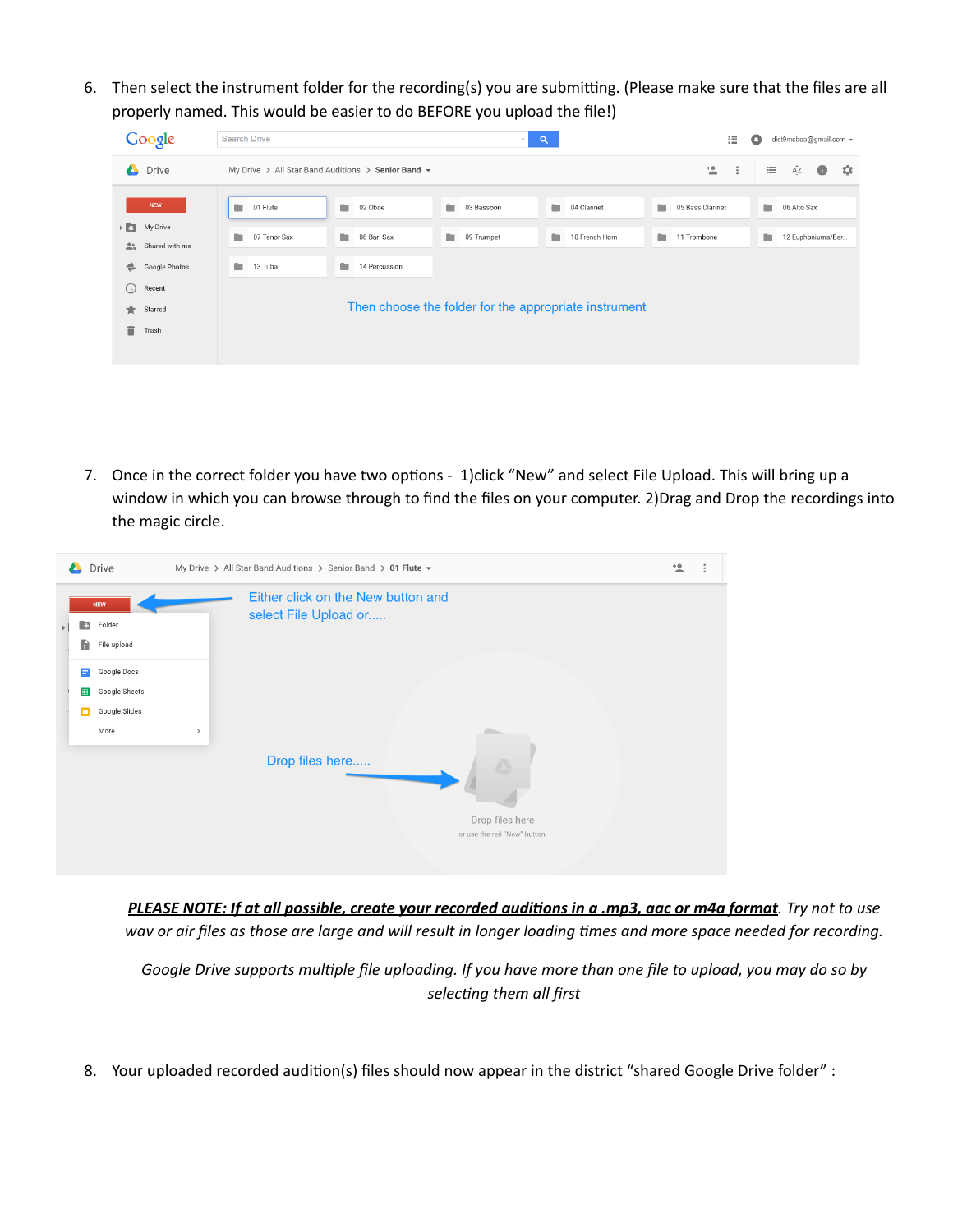6. Then select the instrument folder for the recording(s) you are submitting. (Please make sure that the files are all properly named. This would be easier to do BEFORE you upload the file!)

7. Once in the correct folder you have two options - 1)click "New" and select File Upload. This will bring up a window in which you can browse through to find the files on your computer. 2)Drag and Drop the recordings into the magic circle.

***<u>PLEASE NOTE: If at all possible, create your recorded auditions in a .mp3, aac or m4a format</u>****. Try not to use wav or air files as those are large and will result in longer loading times and more space needed for recording.*

*Google Drive supports multiple file uploading. If you have more than one file to upload, you may do so by selecting them all first*

8. Your uploaded recorded audition(s) files should now appear in the district "shared Google Drive folder" :